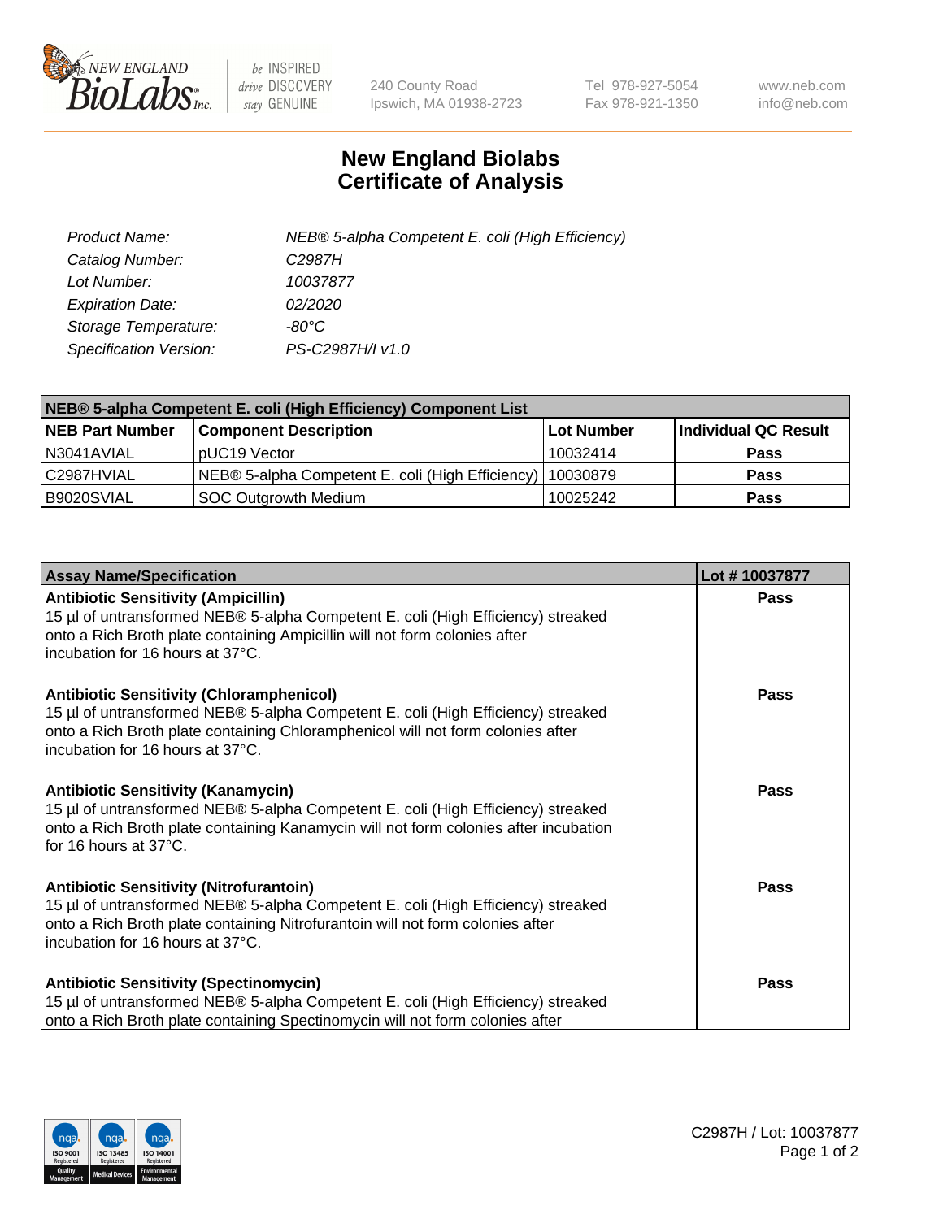# New England Biolabs Certificate of Analysis

| | |
|---|---|
| *Product Name:* | *NEB® 5-alpha Competent E. coli (High Efficiency)* |
| *Catalog Number:* | *C2987H* |
| *Lot Number:* | *10037877* |
| *Expiration Date:* | *02/2020* |
| *Storage Temperature:* | *-80°C* |
| *Specification Version:* | *PS-C2987H/I v1.0* |

**NEB® 5-alpha Competent E. coli (High Efficiency) Component List**

| NEB Part Number | Component Description | Lot Number | Individual QC Result |
|---|---|---|---|
| N3041AVIAL | pUC19 Vector | 10032414 | **Pass** |
| C2987HVIAL | NEB® 5-alpha Competent E. coli (High Efficiency) | 10030879 | **Pass** |
| B9020SVIAL | SOC Outgrowth Medium | 10025242 | **Pass** |

| Assay Name/Specification | Lot # 10037877 |
|---|---|
| **Antibiotic Sensitivity (Ampicillin)**<br>15 µl of untransformed NEB® 5-alpha Competent E. coli (High Efficiency) streaked onto a Rich Broth plate containing Ampicillin will not form colonies after incubation for 16 hours at 37°C. | **Pass** |
| **Antibiotic Sensitivity (Chloramphenicol)**<br>15 µl of untransformed NEB® 5-alpha Competent E. coli (High Efficiency) streaked onto a Rich Broth plate containing Chloramphenicol will not form colonies after incubation for 16 hours at 37°C. | **Pass** |
| **Antibiotic Sensitivity (Kanamycin)**<br>15 µl of untransformed NEB® 5-alpha Competent E. coli (High Efficiency) streaked onto a Rich Broth plate containing Kanamycin will not form colonies after incubation for 16 hours at 37°C. | **Pass** |
| **Antibiotic Sensitivity (Nitrofurantoin)**<br>15 µl of untransformed NEB® 5-alpha Competent E. coli (High Efficiency) streaked onto a Rich Broth plate containing Nitrofurantoin will not form colonies after incubation for 16 hours at 37°C. | **Pass** |
| **Antibiotic Sensitivity (Spectinomycin)**<br>15 µl of untransformed NEB® 5-alpha Competent E. coli (High Efficiency) streaked onto a Rich Broth plate containing Spectinomycin will not form colonies after | **Pass** |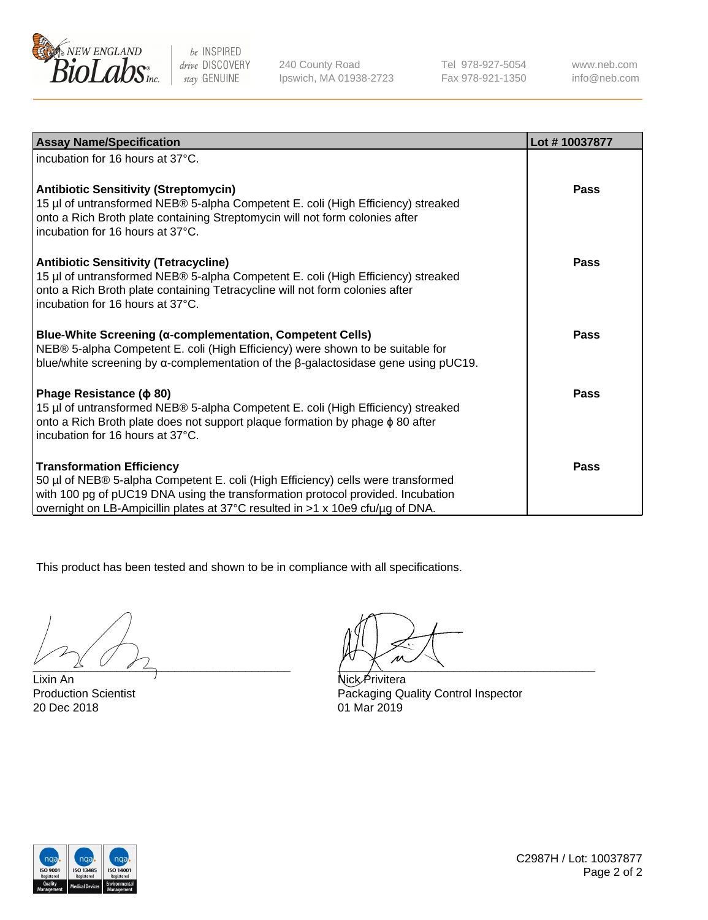| Assay Name/Specification | Lot # 10037877 |
| --- | --- |
| incubation for 16 hours at 37°C. | |
| **Antibiotic Sensitivity (Streptomycin)**<br>15 µl of untransformed NEB® 5-alpha Competent E. coli (High Efficiency) streaked onto a Rich Broth plate containing Streptomycin will not form colonies after incubation for 16 hours at 37°C. | **Pass** |
| **Antibiotic Sensitivity (Tetracycline)**<br>15 µl of untransformed NEB® 5-alpha Competent E. coli (High Efficiency) streaked onto a Rich Broth plate containing Tetracycline will not form colonies after incubation for 16 hours at 37°C. | **Pass** |
| **Blue-White Screening (α-complementation, Competent Cells)**<br>NEB® 5-alpha Competent E. coli (High Efficiency) were shown to be suitable for blue/white screening by α-complementation of the β-galactosidase gene using pUC19. | **Pass** |
| **Phage Resistance (ϕ 80)**<br>15 µl of untransformed NEB® 5-alpha Competent E. coli (High Efficiency) streaked onto a Rich Broth plate does not support plaque formation by phage ϕ 80 after incubation for 16 hours at 37°C. | **Pass** |
| **Transformation Efficiency**<br>50 µl of NEB® 5-alpha Competent E. coli (High Efficiency) cells were transformed with 100 pg of pUC19 DNA using the transformation protocol provided. Incubation overnight on LB-Ampicillin plates at 37°C resulted in >1 x 10e9 cfu/µg of DNA. | **Pass** |

This product has been tested and shown to be in compliance with all specifications.

Lixin An
Production Scientist
20 Dec 2018

Nick Privitera
Packaging Quality Control Inspector
01 Mar 2019

C2987H / Lot: 10037877